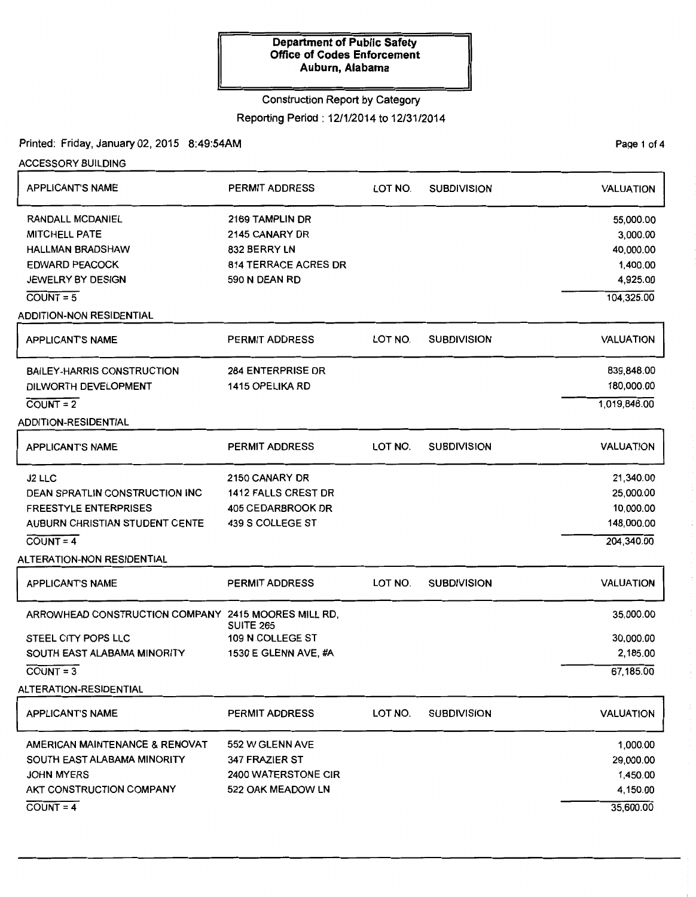**Department of Public Safety**
**Office of Codes Enforcement**
**Auburn, Alabama**

Construction Report by Category

Reporting Period : 12/1/2014 to 12/31/2014

Printed: Friday, January 02, 2015 8:49:54AM

ACCESSORY BUILDING

| APPLICANT'S NAME | PERMIT ADDRESS | LOT NO. | SUBDIVISION | VALUATION |
|---|---|---|---|---|
| RANDALL MCDANIEL | 2169 TAMPLIN DR | | | 55,000.00 |
| MITCHELL PATE | 2145 CANARY DR | | | 3,000.00 |
| HALLMAN BRADSHAW | 832 BERRY LN | | | 40,000.00 |
| EDWARD PEACOCK | 814 TERRACE ACRES DR | | | 1,400.00 |
| JEWELRY BY DESIGN | 590 N DEAN RD | | | 4,925.00 |
| COUNT = 5 | | | | 104,325.00 |

ADDITION-NON RESIDENTIAL

| APPLICANT'S NAME | PERMIT ADDRESS | LOT NO. | SUBDIVISION | VALUATION |
|---|---|---|---|---|
| BAILEY-HARRIS CONSTRUCTION | 284 ENTERPRISE DR | | | 839,848.00 |
| DILWORTH DEVELOPMENT | 1415 OPELIKA RD | | | 180,000.00 |
| COUNT = 2 | | | | 1,019,848.00 |

ADDITION-RESIDENTIAL

| APPLICANT'S NAME | PERMIT ADDRESS | LOT NO. | SUBDIVISION | VALUATION |
|---|---|---|---|---|
| J2 LLC | 2150 CANARY DR | | | 21,340.00 |
| DEAN SPRATLIN CONSTRUCTION INC | 1412 FALLS CREST DR | | | 25,000.00 |
| FREESTYLE ENTERPRISES | 405 CEDARBROOK DR | | | 10,000.00 |
| AUBURN CHRISTIAN STUDENT CENTE | 439 S COLLEGE ST | | | 148,000.00 |
| COUNT = 4 | | | | 204,340.00 |

ALTERATION-NON RESIDENTIAL

| APPLICANT'S NAME | PERMIT ADDRESS | LOT NO. | SUBDIVISION | VALUATION |
|---|---|---|---|---|
| ARROWHEAD CONSTRUCTION COMPANY | 2415 MOORES MILL RD, SUITE 265 | | | 35,000.00 |
| STEEL CITY POPS LLC | 109 N COLLEGE ST | | | 30,000.00 |
| SOUTH EAST ALABAMA MINORITY | 1530 E GLENN AVE, #A | | | 2,185.00 |
| COUNT = 3 | | | | 67,185.00 |

ALTERATION-RESIDENTIAL

| APPLICANT'S NAME | PERMIT ADDRESS | LOT NO. | SUBDIVISION | VALUATION |
|---|---|---|---|---|
| AMERICAN MAINTENANCE & RENOVAT | 552 W GLENN AVE | | | 1,000.00 |
| SOUTH EAST ALABAMA MINORITY | 347 FRAZIER ST | | | 29,000.00 |
| JOHN MYERS | 2400 WATERSTONE CIR | | | 1,450.00 |
| AKT CONSTRUCTION COMPANY | 522 OAK MEADOW LN | | | 4,150.00 |
| COUNT = 4 | | | | 35,600.00 |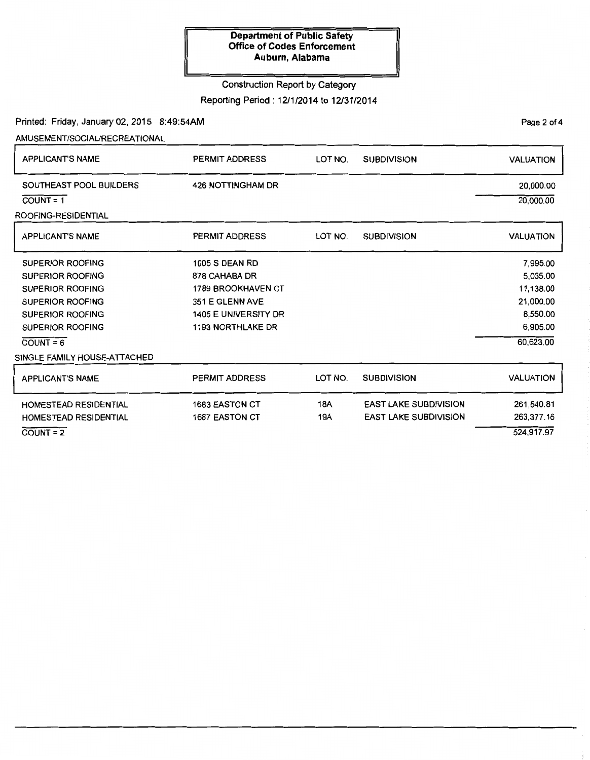**Department of Public Safety**
**Office of Codes Enforcement**
**Auburn, Alabama**

Construction Report by Category

Reporting Period : 12/1/2014 to 12/31/2014

Printed: Friday, January 02, 2015 8:49:54AM

AMUSEMENT/SOCIAL/RECREATIONAL

| APPLICANT'S NAME | PERMIT ADDRESS | LOT NO. | SUBDIVISION | VALUATION |
|---|---|---|---|---|
| SOUTHEAST POOL BUILDERS | 426 NOTTINGHAM DR | | | 20,000.00 |
| COUNT = 1 | | | | 20,000.00 |

ROOFING-RESIDENTIAL

| APPLICANT'S NAME | PERMIT ADDRESS | LOT NO. | SUBDIVISION | VALUATION |
|---|---|---|---|---|
| SUPERIOR ROOFING | 1005 S DEAN RD | | | 7,995.00 |
| SUPERIOR ROOFING | 878 CAHABA DR | | | 5,035.00 |
| SUPERIOR ROOFING | 1789 BROOKHAVEN CT | | | 11,138.00 |
| SUPERIOR ROOFING | 351 E GLENN AVE | | | 21,000.00 |
| SUPERIOR ROOFING | 1405 E UNIVERSITY DR | | | 8,550.00 |
| SUPERIOR ROOFING | 1193 NORTHLAKE DR | | | 6,905.00 |
| COUNT = 6 | | | | 60,623.00 |

SINGLE FAMILY HOUSE-ATTACHED

| APPLICANT'S NAME | PERMIT ADDRESS | LOT NO. | SUBDIVISION | VALUATION |
|---|---|---|---|---|
| HOMESTEAD RESIDENTIAL | 1683 EASTON CT | 18A | EAST LAKE SUBDIVISION | 261,540.81 |
| HOMESTEAD RESIDENTIAL | 1687 EASTON CT | 19A | EAST LAKE SUBDIVISION | 263,377.16 |
| COUNT = 2 | | | | 524,917.97 |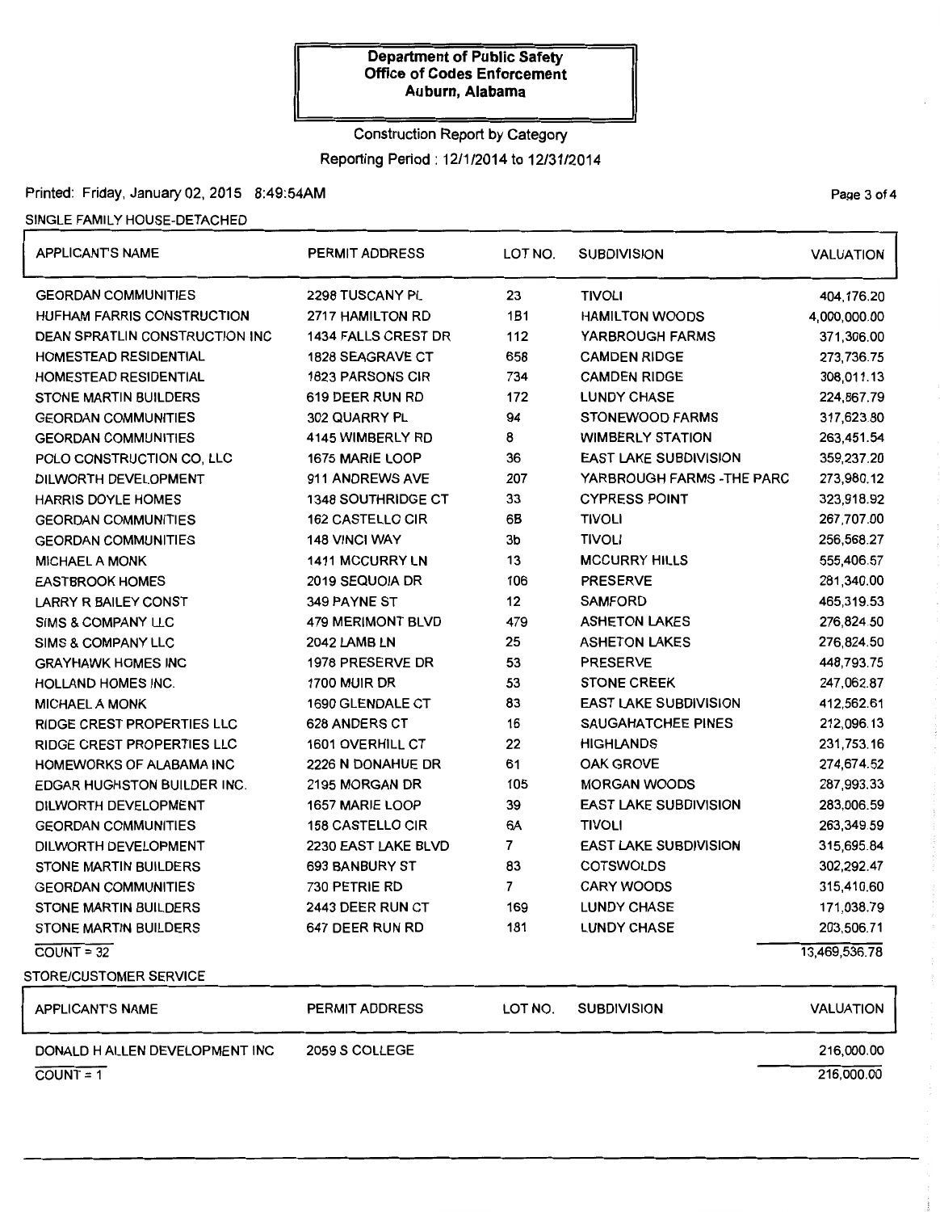**Department of Public Safety**
**Office of Codes Enforcement**
**Auburn, Alabama**

Construction Report by Category

Reporting Period : 12/1/2014 to 12/31/2014

Printed: Friday, January 02, 2015 8:49:54AM

SINGLE FAMILY HOUSE-DETACHED

| APPLICANT'S NAME | PERMIT ADDRESS | LOT NO. | SUBDIVISION | VALUATION |
|---|---|---|---|---|
| GEORDAN COMMUNITIES | 2298 TUSCANY PL | 23 | TIVOLI | 404,176.20 |
| HUFHAM FARRIS CONSTRUCTION | 2717 HAMILTON RD | 1B1 | HAMILTON WOODS | 4,000,000.00 |
| DEAN SPRATLIN CONSTRUCTION INC | 1434 FALLS CREST DR | 112 | YARBROUGH FARMS | 371,306.00 |
| HOMESTEAD RESIDENTIAL | 1828 SEAGRAVE CT | 658 | CAMDEN RIDGE | 273,736.75 |
| HOMESTEAD RESIDENTIAL | 1823 PARSONS CIR | 734 | CAMDEN RIDGE | 308,011.13 |
| STONE MARTIN BUILDERS | 619 DEER RUN RD | 172 | LUNDY CHASE | 224,867.79 |
| GEORDAN COMMUNITIES | 302 QUARRY PL | 94 | STONEWOOD FARMS | 317,623.80 |
| GEORDAN COMMUNITIES | 4145 WIMBERLY RD | 8 | WIMBERLY STATION | 263,451.54 |
| POLO CONSTRUCTION CO, LLC | 1675 MARIE LOOP | 36 | EAST LAKE SUBDIVISION | 359,237.20 |
| DILWORTH DEVELOPMENT | 911 ANDREWS AVE | 207 | YARBROUGH FARMS -THE PARC | 273,980.12 |
| HARRIS DOYLE HOMES | 1348 SOUTHRIDGE CT | 33 | CYPRESS POINT | 323,918.92 |
| GEORDAN COMMUNITIES | 162 CASTELLO CIR | 6B | TIVOLI | 267,707.00 |
| GEORDAN COMMUNITIES | 148 VINCI WAY | 3b | TIVOLI | 256,568.27 |
| MICHAEL A MONK | 1411 MCCURRY LN | 13 | MCCURRY HILLS | 555,406.57 |
| EASTBROOK HOMES | 2019 SEQUOIA DR | 106 | PRESERVE | 281,340.00 |
| LARRY R BAILEY CONST | 349 PAYNE ST | 12 | SAMFORD | 465,319.53 |
| SIMS & COMPANY LLC | 479 MERIMONT BLVD | 479 | ASHETON LAKES | 276,824.50 |
| SIMS & COMPANY LLC | 2042 LAMB LN | 25 | ASHETON LAKES | 276,824.50 |
| GRAYHAWK HOMES INC | 1978 PRESERVE DR | 53 | PRESERVE | 448,793.75 |
| HOLLAND HOMES INC. | 1700 MUIR DR | 53 | STONE CREEK | 247,062.87 |
| MICHAEL A MONK | 1690 GLENDALE CT | 83 | EAST LAKE SUBDIVISION | 412,562.61 |
| RIDGE CREST PROPERTIES LLC | 628 ANDERS CT | 16 | SAUGAHATCHEE PINES | 212,096.13 |
| RIDGE CREST PROPERTIES LLC | 1601 OVERHILL CT | 22 | HIGHLANDS | 231,753.16 |
| HOMEWORKS OF ALABAMA INC | 2226 N DONAHUE DR | 61 | OAK GROVE | 274,674.52 |
| EDGAR HUGHSTON BUILDER INC. | 2195 MORGAN DR | 105 | MORGAN WOODS | 287,993.33 |
| DILWORTH DEVELOPMENT | 1657 MARIE LOOP | 39 | EAST LAKE SUBDIVISION | 283,006.59 |
| GEORDAN COMMUNITIES | 158 CASTELLO CIR | 6A | TIVOLI | 263,349.59 |
| DILWORTH DEVELOPMENT | 2230 EAST LAKE BLVD | 7 | EAST LAKE SUBDIVISION | 315,695.84 |
| STONE MARTIN BUILDERS | 693 BANBURY ST | 83 | COTSWOLDS | 302,292.47 |
| GEORDAN COMMUNITIES | 730 PETRIE RD | 7 | CARY WOODS | 315,410.60 |
| STONE MARTIN BUILDERS | 2443 DEER RUN CT | 169 | LUNDY CHASE | 171,038.79 |
| STONE MARTIN BUILDERS | 647 DEER RUN RD | 181 | LUNDY CHASE | 203,506.71 |
| COUNT = 32 | | | | 13,469,536.78 |

STORE/CUSTOMER SERVICE

| APPLICANT'S NAME | PERMIT ADDRESS | LOT NO. | SUBDIVISION | VALUATION |
|---|---|---|---|---|
| DONALD H ALLEN DEVELOPMENT INC | 2059 S COLLEGE | | | 216,000.00 |
| COUNT = 1 | | | | 216,000.00 |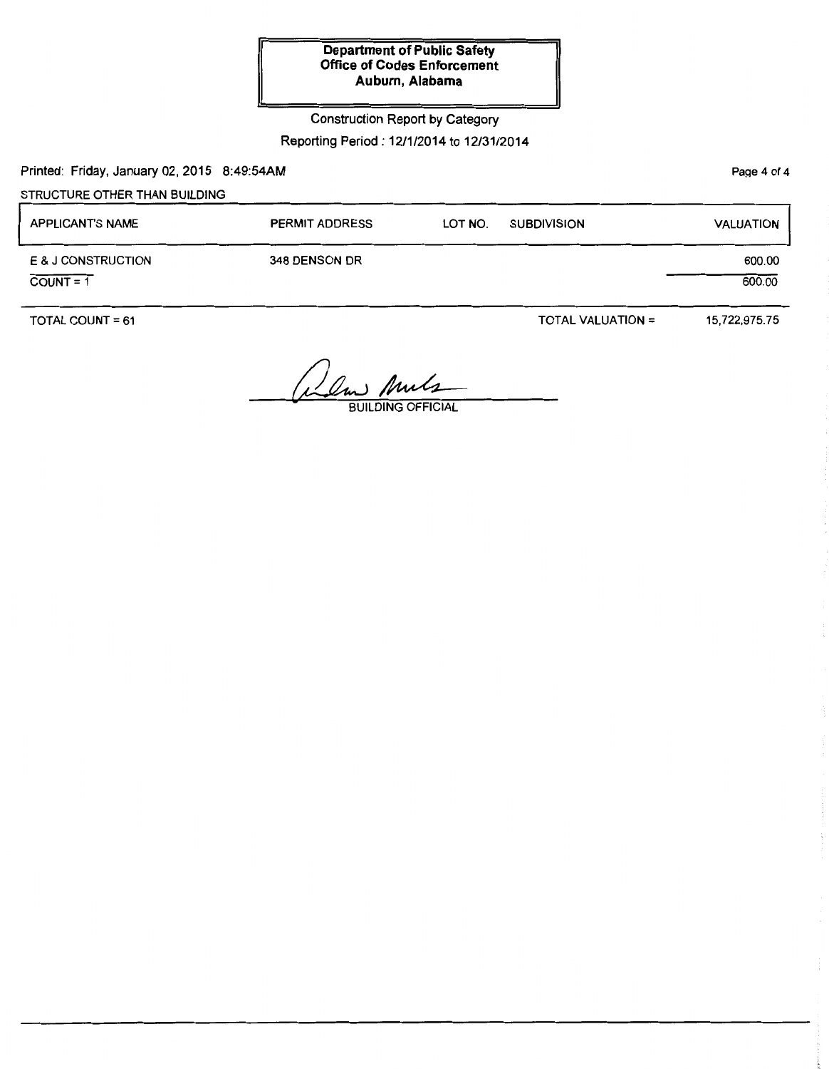**Department of Public Safety**
**Office of Codes Enforcement**
**Auburn, Alabama**

Construction Report by Category

Reporting Period : 12/1/2014 to 12/31/2014

Printed: Friday, January 02, 2015 8:49:54AM

STRUCTURE OTHER THAN BUILDING

| APPLICANT'S NAME | PERMIT ADDRESS | LOT NO. | SUBDIVISION | VALUATION |
|---|---|---|---|---|
| E & J CONSTRUCTION | 348 DENSON DR | | | 600.00 |
| COUNT = 1 | | | | 600.00 |

TOTAL COUNT = 61 TOTAL VALUATION = 15,722,975.75

BUILDING OFFICIAL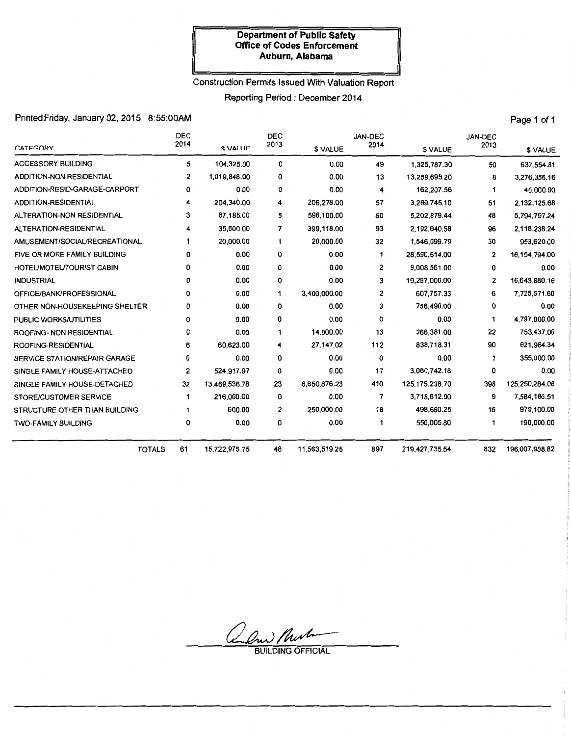**Department of Public Safety**
**Office of Codes Enforcement**
**Auburn, Alabama**

Construction Permits Issued With Valuation Report

Reporting Period : December 2014

Printed Friday, January 02, 2015 8:55:00AM

| CATEGORY | DEC 2014 | $ VALUE | DEC 2013 | $ VALUE | JAN-DEC 2014 | $ VALUE | JAN-DEC 2013 | $ VALUE |
|---|---|---|---|---|---|---|---|---|
| ACCESSORY BUILDING | 5 | 104,325.00 | 0 | 0.00 | 49 | 1,325,787.30 | 50 | 637,554.81 |
| ADDITION-NON RESIDENTIAL | 2 | 1,019,848.00 | 0 | 0.00 | 13 | 13,259,695.20 | 8 | 3,276,355.16 |
| ADDITION-RESID-GARAGE-CARPORT | 0 | 0.00 | 0 | 0.00 | 4 | 162,207.56 | 1 | 40,000.00 |
| ADDITION-RESIDENTIAL | 4 | 204,340.00 | 4 | 206,278.00 | 57 | 3,269,745.10 | 51 | 2,132,125.68 |
| ALTERATION-NON RESIDENTIAL | 3 | 67,185.00 | 5 | 596,100.00 | 60 | 5,202,879.44 | 48 | 5,794,797.24 |
| ALTERATION-RESIDENTIAL | 4 | 35,600.00 | 7 | 399,118.00 | 93 | 2,192,640.58 | 96 | 2,118,238.24 |
| AMUSEMENT/SOCIAL/RECREATIONAL | 1 | 20,000.00 | 1 | 20,000.00 | 32 | 1,546,099.79 | 30 | 953,620.00 |
| FIVE OR MORE FAMILY BUILDING | 0 | 0.00 | 0 | 0.00 | 1 | 28,590,514.00 | 2 | 16,154,794.00 |
| HOTEL/MOTEL/TOURIST CABIN | 0 | 0.00 | 0 | 0.00 | 2 | 9,008,561.00 | 0 | 0.00 |
| INDUSTRIAL | 0 | 0.00 | 0 | 0.00 | 3 | 19,297,000.00 | 2 | 16,643,880.16 |
| OFFICE/BANK/PROFESSIONAL | 0 | 0.00 | 1 | 3,400,000.00 | 2 | 607,757.33 | 6 | 7,725,571.60 |
| OTHER NON-HOUSEKEEPING SHELTER | 0 | 0.00 | 0 | 0.00 | 3 | 756,490.00 | 0 | 0.00 |
| PUBLIC WORKS/UTILITIES | 0 | 0.00 | 0 | 0.00 | 0 | 0.00 | 1 | 4,797,000.00 |
| ROOFING- NON RESIDENTIAL | 0 | 0.00 | 1 | 14,000.00 | 13 | 366,381.00 | 22 | 753,437.00 |
| ROOFING-RESIDENTIAL | 6 | 60,623.00 | 4 | 27,147.02 | 112 | 838,718.31 | 90 | 621,964.34 |
| SERVICE STATION/REPAIR GARAGE | 0 | 0.00 | 0 | 0.00 | 0 | 0.00 | 1 | 355,000.00 |
| SINGLE FAMILY HOUSE-ATTACHED | 2 | 524,917.97 | 0 | 0.00 | 17 | 3,060,742.18 | 0 | 0.00 |
| SINGLE FAMILY HOUSE-DETACHED | 32 | 13,469,536.78 | 23 | 6,650,876.23 | 410 | 125,175,238.70 | 398 | 125,250,284.08 |
| STORE/CUSTOMER SERVICE | 1 | 216,000.00 | 0 | 0.00 | 7 | 3,718,612.00 | 9 | 7,584,186.51 |
| STRUCTURE OTHER THAN BUILDING | 1 | 600.00 | 2 | 250,000.00 | 18 | 498,660.25 | 16 | 979,100.00 |
| TWO-FAMILY BUILDING | 0 | 0.00 | 0 | 0.00 | 1 | 550,005.80 | 1 | 190,000.00 |
| TOTALS | 61 | 15,722,975.75 | 48 | 11,563,519.25 | 897 | 219,427,735.54 | 832 | 196,007,908.82 |

BUILDING OFFICIAL